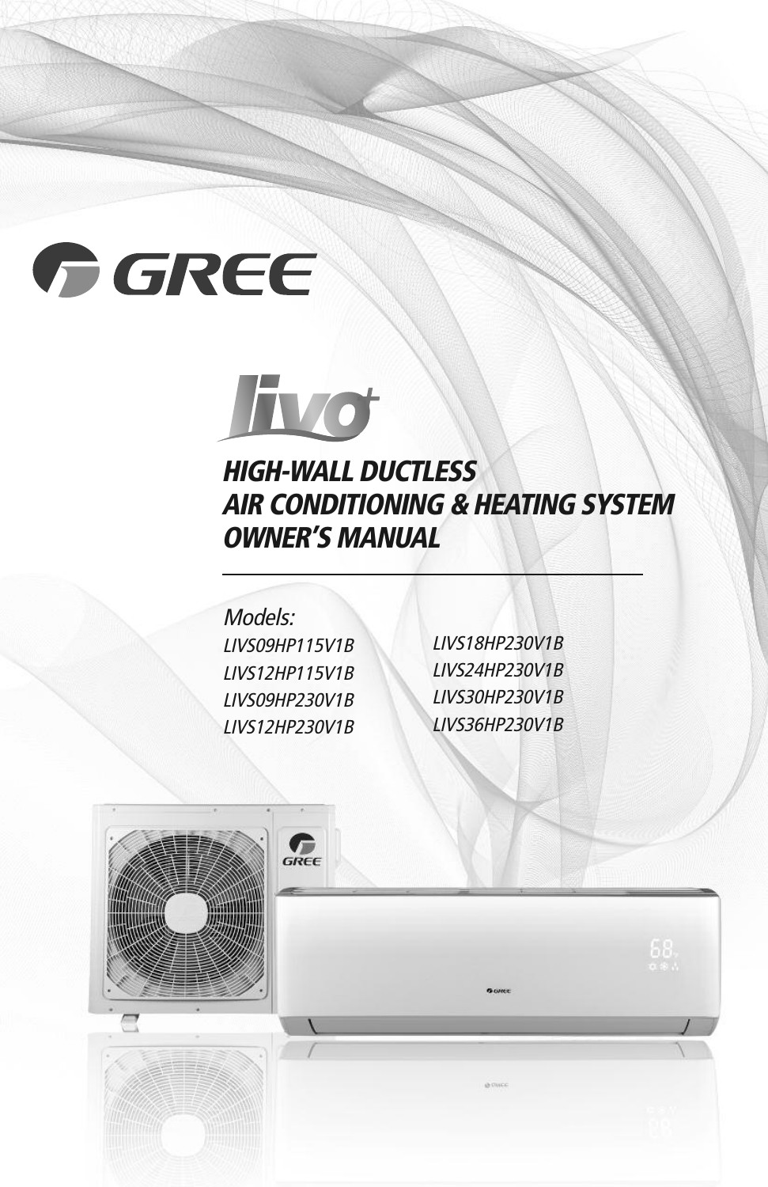GREE

livo

# HIGH-WALL DUCTLESS AIR CONDITIONING & HEATING SYSTEM OWNER'S MANUAL

*Models:*

*LIVS09HP115V1B*
*LIVS12HP115V1B*
*LIVS09HP230V1B*
*LIVS12HP230V1B*
*LIVS18HP230V1B*
*LIVS24HP230V1B*
*LIVS30HP230V1B*
*LIVS36HP230V1B*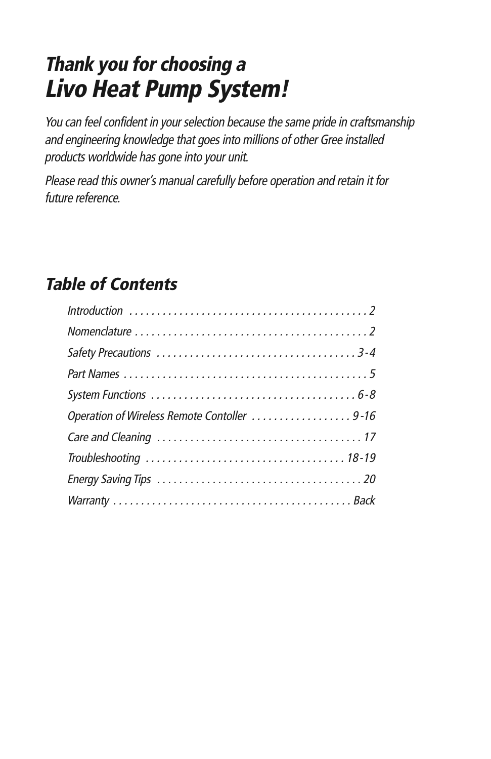## *Thank you for choosing a*
# *Livo Heat Pump System!*

*You can feel confident in your selection because the same pride in craftsmanship and engineering knowledge that goes into millions of other Gree installed products worldwide has gone into your unit.*

*Please read this owner's manual carefully before operation and retain it for future reference.*

## *Table of Contents*

*Introduction . . . . . . . . . . . . . . . . . . . . . . . . . . . . . . . . . . . . . . . . . . . 2*

*Nomenclature . . . . . . . . . . . . . . . . . . . . . . . . . . . . . . . . . . . . . . . . . . 2*

*Safety Precautions . . . . . . . . . . . . . . . . . . . . . . . . . . . . . . . . . . . . 3 - 4*

*Part Names . . . . . . . . . . . . . . . . . . . . . . . . . . . . . . . . . . . . . . . . . . . . 5*

*System Functions . . . . . . . . . . . . . . . . . . . . . . . . . . . . . . . . . . . . . 6 - 8*

*Operation of Wireless Remote Contoller . . . . . . . . . . . . . . . . . . 9 -16*

*Care and Cleaning . . . . . . . . . . . . . . . . . . . . . . . . . . . . . . . . . . . . . 17*

*Troubleshooting . . . . . . . . . . . . . . . . . . . . . . . . . . . . . . . . . . . . 18 -19*

*Energy Saving Tips . . . . . . . . . . . . . . . . . . . . . . . . . . . . . . . . . . . . . 20*

*Warranty . . . . . . . . . . . . . . . . . . . . . . . . . . . . . . . . . . . . . . . . . . Back*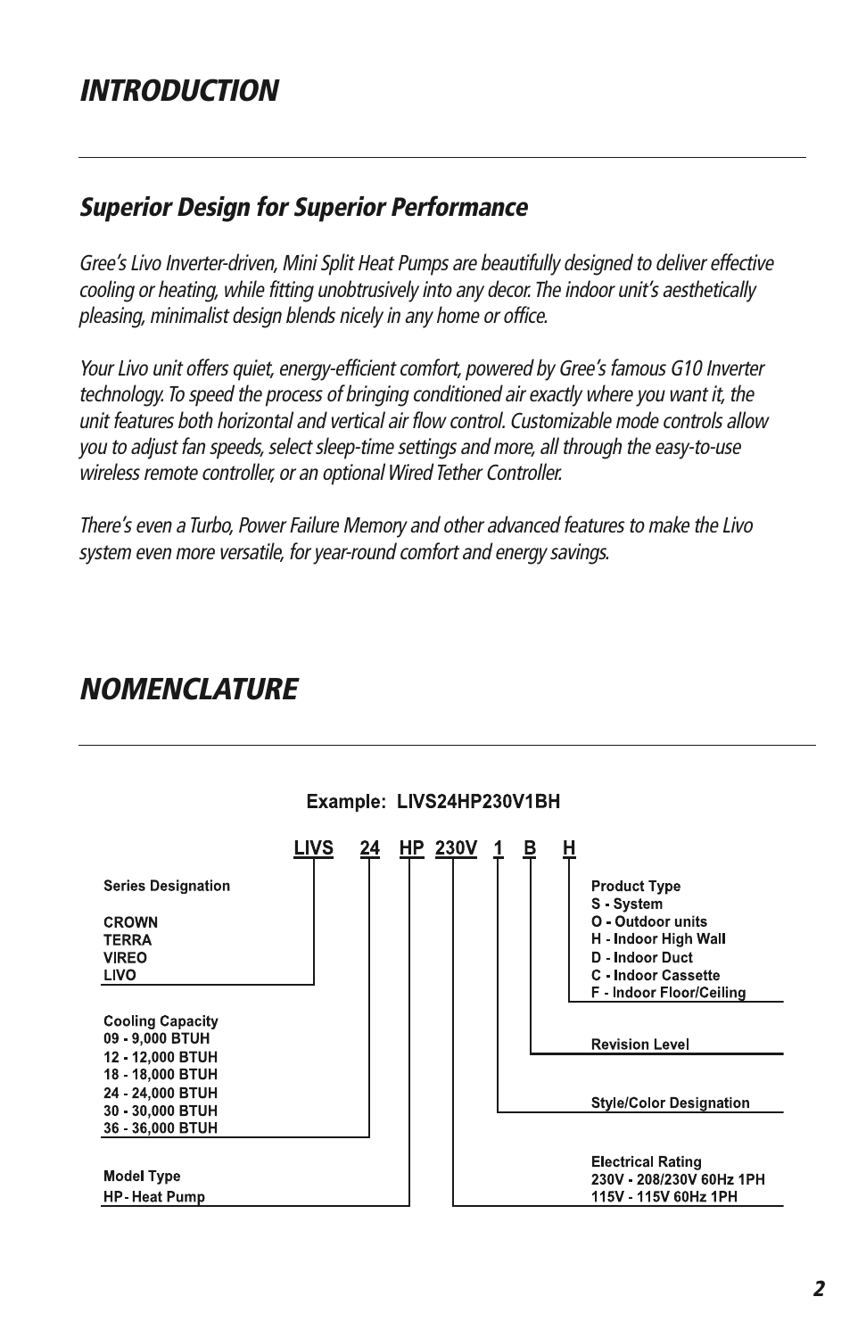# *INTRODUCTION*

## *Superior Design for Superior Performance*

*Gree's Livo Inverter-driven, Mini Split Heat Pumps are beautifully designed to deliver effective cooling or heating, while fitting unobtrusively into any decor. The indoor unit's aesthetically pleasing, minimalist design blends nicely in any home or office.*

*Your Livo unit offers quiet, energy-efficient comfort, powered by Gree's famous G10 Inverter technology. To speed the process of bringing conditioned air exactly where you want it, the unit features both horizontal and vertical air flow control. Customizable mode controls allow you to adjust fan speeds, select sleep-time settings and more, all through the easy-to-use wireless remote controller, or an optional Wired Tether Controller.*

*There's even a Turbo, Power Failure Memory and other advanced features to make the Livo system even more versatile, for year-round comfort and energy savings.*

# *NOMENCLATURE*

**Example: LIVS24HP230V1BH**

**LIVS 24 HP 230V 1 B H**

**LIVS – Series Designation**
- CROWN
- TERRA
- VIREO
- LIVO

**24 – Cooling Capacity**
- 09 - 9,000 BTUH
- 12 - 12,000 BTUH
- 18 - 18,000 BTUH
- 24 - 24,000 BTUH
- 30 - 30,000 BTUH
- 36 - 36,000 BTUH

**HP – Model Type**
- HP - Heat Pump

**230V – Electrical Rating**
- 230V - 208/230V 60Hz 1PH
- 115V - 115V 60Hz 1PH

**1 – Style/Color Designation**

**B – Revision Level**

**H – Product Type**
- S - System
- O - Outdoor units
- H - Indoor High Wall
- D - Indoor Duct
- C - Indoor Cassette
- F - Indoor Floor/Ceiling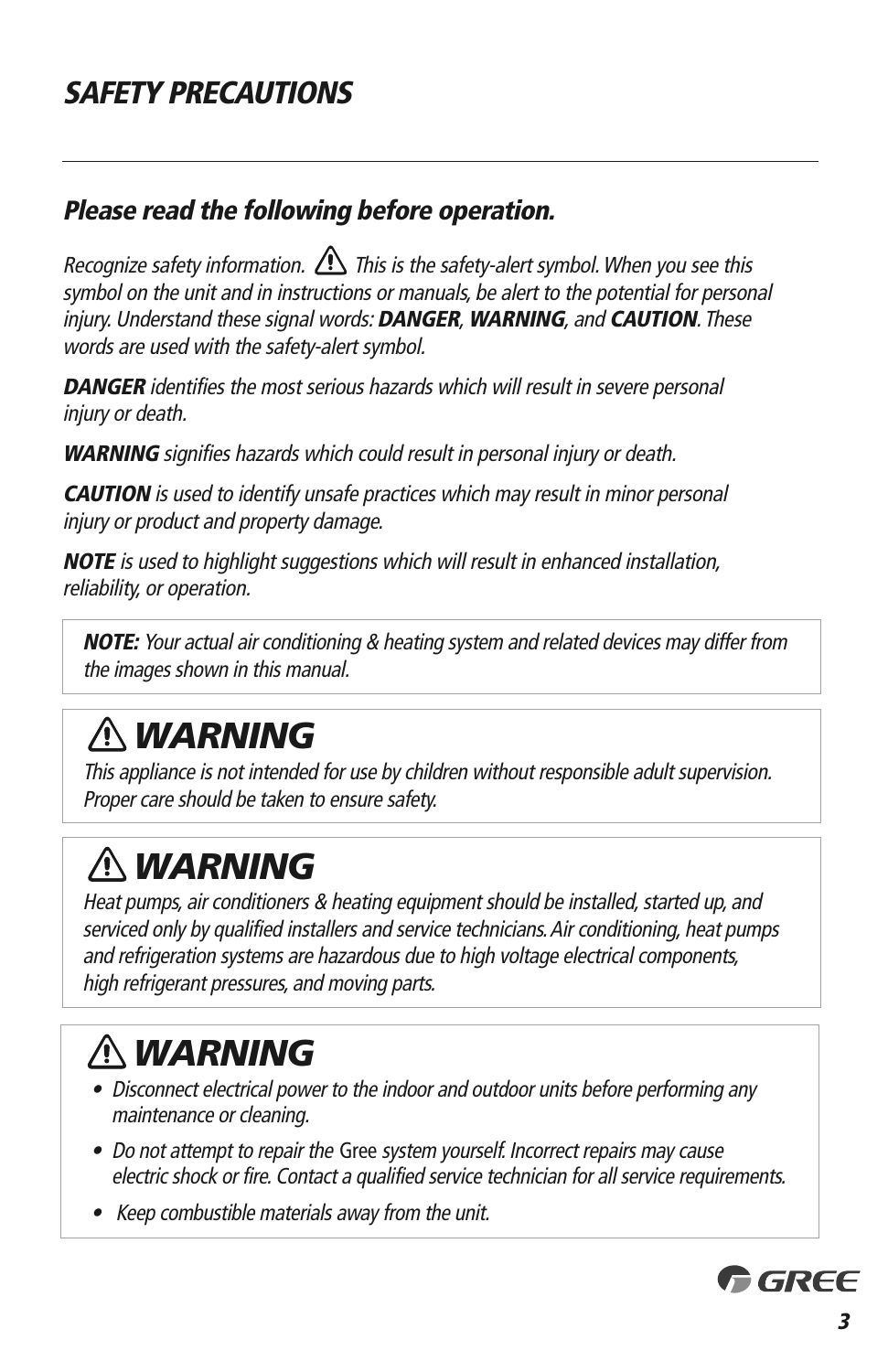## *SAFETY PRECAUTIONS*

### *Please read the following before operation.*

*Recognize safety information.* ⚠ *This is the safety-alert symbol. When you see this symbol on the unit and in instructions or manuals, be alert to the potential for personal injury. Understand these signal words:* ***DANGER***, ***WARNING***, *and* ***CAUTION***. *These words are used with the safety-alert symbol.*

***DANGER*** *identifies the most serious hazards which will result in severe personal injury or death.*

***WARNING*** *signifies hazards which could result in personal injury or death.*

***CAUTION*** *is used to identify unsafe practices which may result in minor personal injury or product and property damage.*

***NOTE*** *is used to highlight suggestions which will result in enhanced installation, reliability, or operation.*

***NOTE:*** *Your actual air conditioning & heating system and related devices may differ from the images shown in this manual.*

## ⚠ *WARNING*

*This appliance is not intended for use by children without responsible adult supervision. Proper care should be taken to ensure safety.*

## ⚠ *WARNING*

*Heat pumps, air conditioners & heating equipment should be installed, started up, and serviced only by qualified installers and service technicians. Air conditioning, heat pumps and refrigeration systems are hazardous due to high voltage electrical components, high refrigerant pressures, and moving parts.*

## ⚠ *WARNING*

- *Disconnect electrical power to the indoor and outdoor units before performing any maintenance or cleaning.*
- *Do not attempt to repair the* Gree *system yourself. Incorrect repairs may cause electric shock or fire. Contact a qualified service technician for all service requirements.*
- *Keep combustible materials away from the unit.*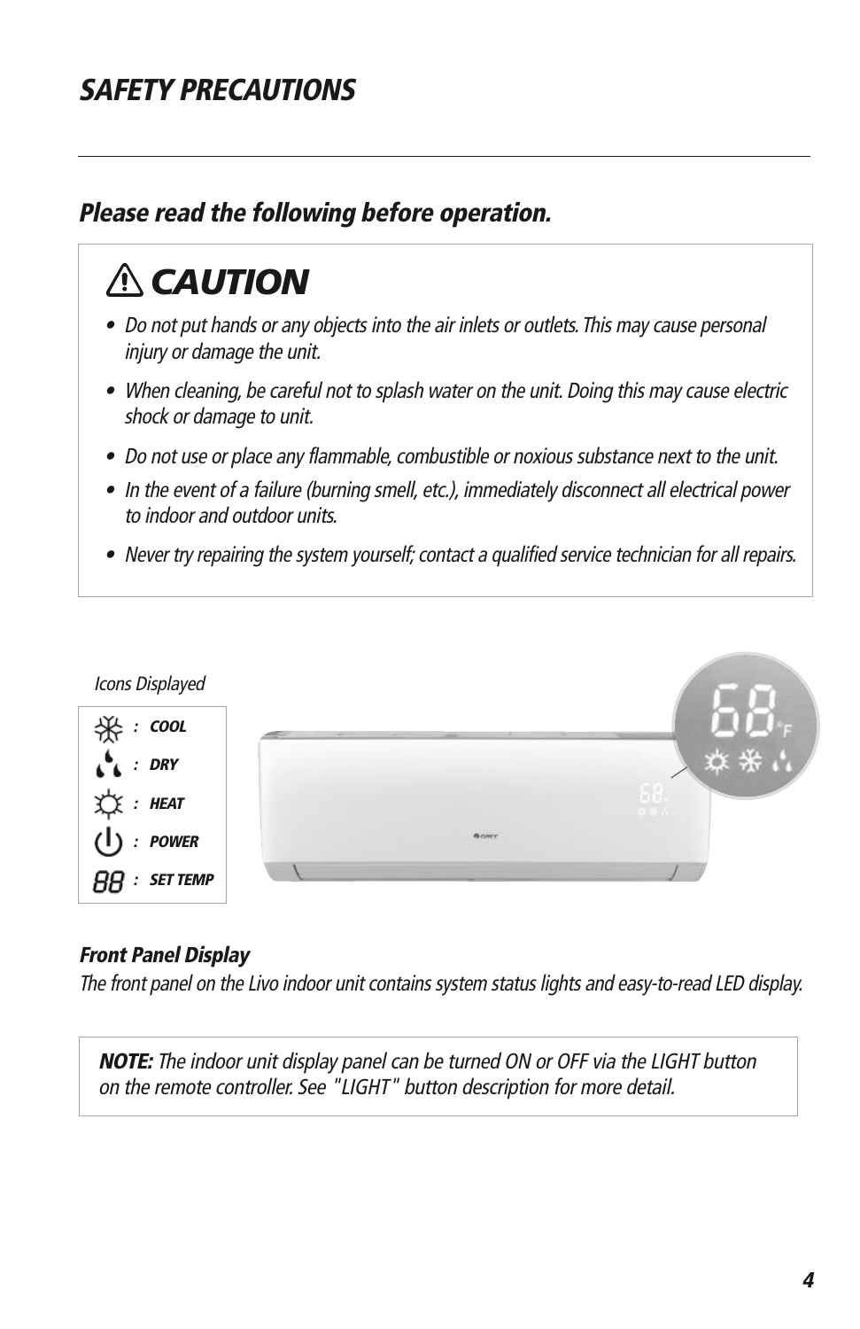## SAFETY PRECAUTIONS

### *Please read the following before operation.*

> ⚠ **CAUTION**
>
> - *Do not put hands or any objects into the air inlets or outlets. This may cause personal injury or damage the unit.*
> - *When cleaning, be careful not to splash water on the unit. Doing this may cause electric shock or damage to unit.*
> - *Do not use or place any flammable, combustible or noxious substance next to the unit.*
> - *In the event of a failure (burning smell, etc.), immediately disconnect all electrical power to indoor and outdoor units.*
> - *Never try repairing the system yourself; contact a qualified service technician for all repairs.*

*Icons Displayed*

- : **COOL**
- : **DRY**
- : **HEAT**
- : **POWER**
- 88 : **SET TEMP**

**Front Panel Display**

*The front panel on the Livo indoor unit contains system status lights and easy-to-read LED display.*

> ***NOTE:*** *The indoor unit display panel can be turned ON or OFF via the LIGHT button on the remote controller. See "LIGHT" button description for more detail.*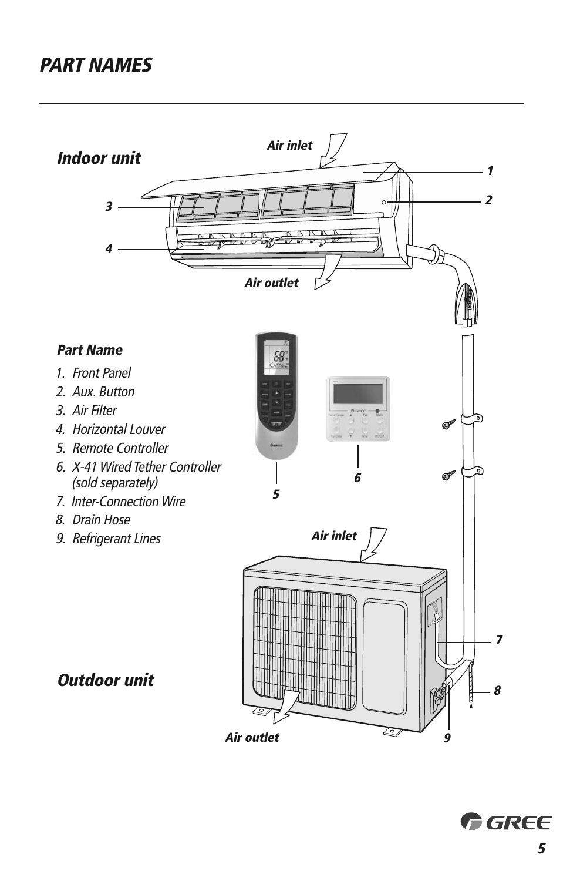# PART NAMES

## Indoor unit

Air inlet

Air outlet

**Part Name**

1. Front Panel
2. Aux. Button
3. Air Filter
4. Horizontal Louver
5. Remote Controller
6. X-41 Wired Tether Controller (sold separately)
7. Inter-Connection Wire
8. Drain Hose
9. Refrigerant Lines

## Outdoor unit

Air inlet

Air outlet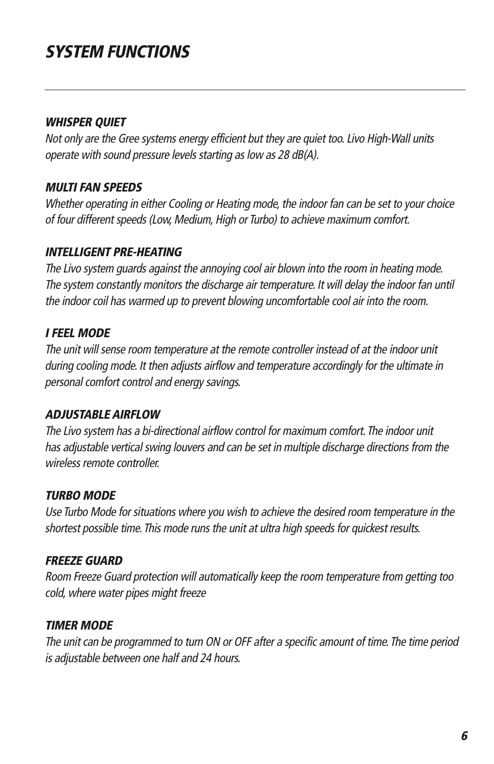# SYSTEM FUNCTIONS

### *WHISPER QUIET*

*Not only are the Gree systems energy efficient but they are quiet too. Livo High-Wall units operate with sound pressure levels starting as low as 28 dB(A).*

### *MULTI FAN SPEEDS*

*Whether operating in either Cooling or Heating mode, the indoor fan can be set to your choice of four different speeds (Low, Medium, High or Turbo) to achieve maximum comfort.*

### *INTELLIGENT PRE-HEATING*

*The Livo system guards against the annoying cool air blown into the room in heating mode. The system constantly monitors the discharge air temperature. It will delay the indoor fan until the indoor coil has warmed up to prevent blowing uncomfortable cool air into the room.*

### *I FEEL MODE*

*The unit will sense room temperature at the remote controller instead of at the indoor unit during cooling mode. It then adjusts airflow and temperature accordingly for the ultimate in personal comfort control and energy savings.*

### *ADJUSTABLE AIRFLOW*

*The Livo system has a bi-directional airflow control for maximum comfort. The indoor unit has adjustable vertical swing louvers and can be set in multiple discharge directions from the wireless remote controller.*

### *TURBO MODE*

*Use Turbo Mode for situations where you wish to achieve the desired room temperature in the shortest possible time. This mode runs the unit at ultra high speeds for quickest results.*

### *FREEZE GUARD*

*Room Freeze Guard protection will automatically keep the room temperature from getting too cold, where water pipes might freeze*

### *TIMER MODE*

*The unit can be programmed to turn ON or OFF after a specific amount of time. The time period is adjustable between one half and 24 hours.*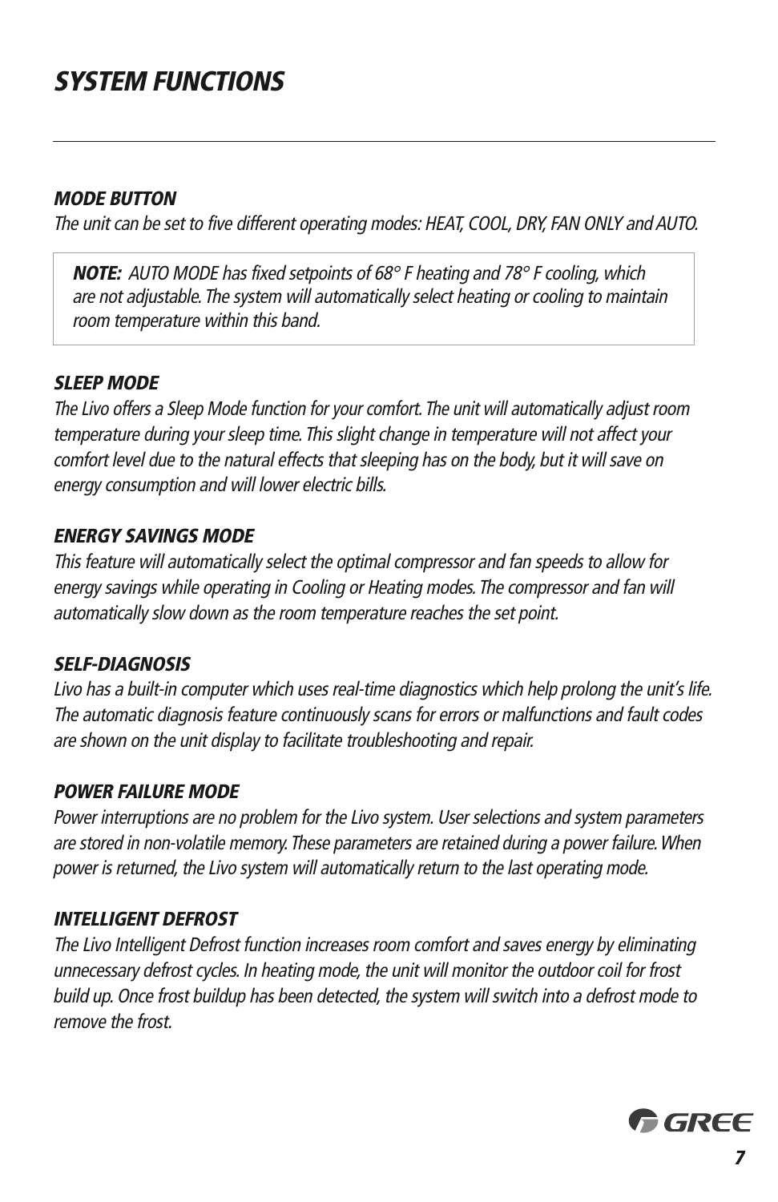# SYSTEM FUNCTIONS

### MODE BUTTON

*The unit can be set to five different operating modes: HEAT, COOL, DRY, FAN ONLY and AUTO.*

> ***NOTE:*** *AUTO MODE has fixed setpoints of 68° F heating and 78° F cooling, which are not adjustable. The system will automatically select heating or cooling to maintain room temperature within this band.*

### SLEEP MODE

*The Livo offers a Sleep Mode function for your comfort. The unit will automatically adjust room temperature during your sleep time. This slight change in temperature will not affect your comfort level due to the natural effects that sleeping has on the body, but it will save on energy consumption and will lower electric bills.*

### ENERGY SAVINGS MODE

*This feature will automatically select the optimal compressor and fan speeds to allow for energy savings while operating in Cooling or Heating modes. The compressor and fan will automatically slow down as the room temperature reaches the set point.*

### SELF-DIAGNOSIS

*Livo has a built-in computer which uses real-time diagnostics which help prolong the unit's life. The automatic diagnosis feature continuously scans for errors or malfunctions and fault codes are shown on the unit display to facilitate troubleshooting and repair.*

### POWER FAILURE MODE

*Power interruptions are no problem for the Livo system. User selections and system parameters are stored in non-volatile memory. These parameters are retained during a power failure. When power is returned, the Livo system will automatically return to the last operating mode.*

### INTELLIGENT DEFROST

*The Livo Intelligent Defrost function increases room comfort and saves energy by eliminating unnecessary defrost cycles. In heating mode, the unit will monitor the outdoor coil for frost build up. Once frost buildup has been detected, the system will switch into a defrost mode to remove the frost.*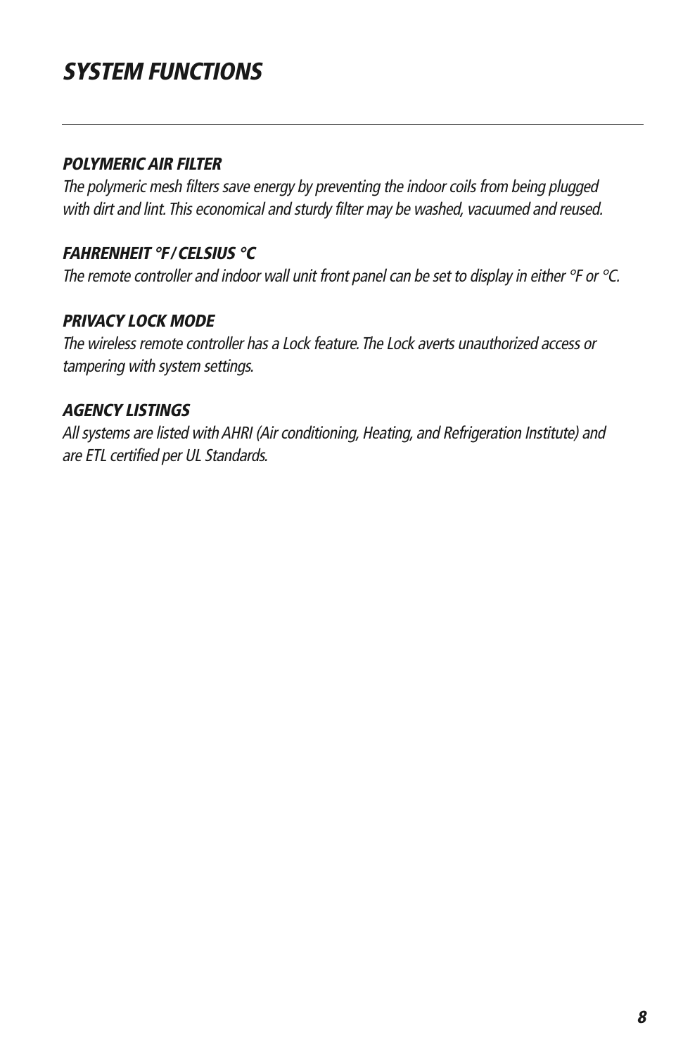# SYSTEM FUNCTIONS

### POLYMERIC AIR FILTER

*The polymeric mesh filters save energy by preventing the indoor coils from being plugged with dirt and lint. This economical and sturdy filter may be washed, vacuumed and reused.*

### FAHRENHEIT °F / CELSIUS °C

*The remote controller and indoor wall unit front panel can be set to display in either °F or °C.*

### PRIVACY LOCK MODE

*The wireless remote controller has a Lock feature. The Lock averts unauthorized access or tampering with system settings.*

### AGENCY LISTINGS

*All systems are listed with AHRI (Air conditioning, Heating, and Refrigeration Institute) and are ETL certified per UL Standards.*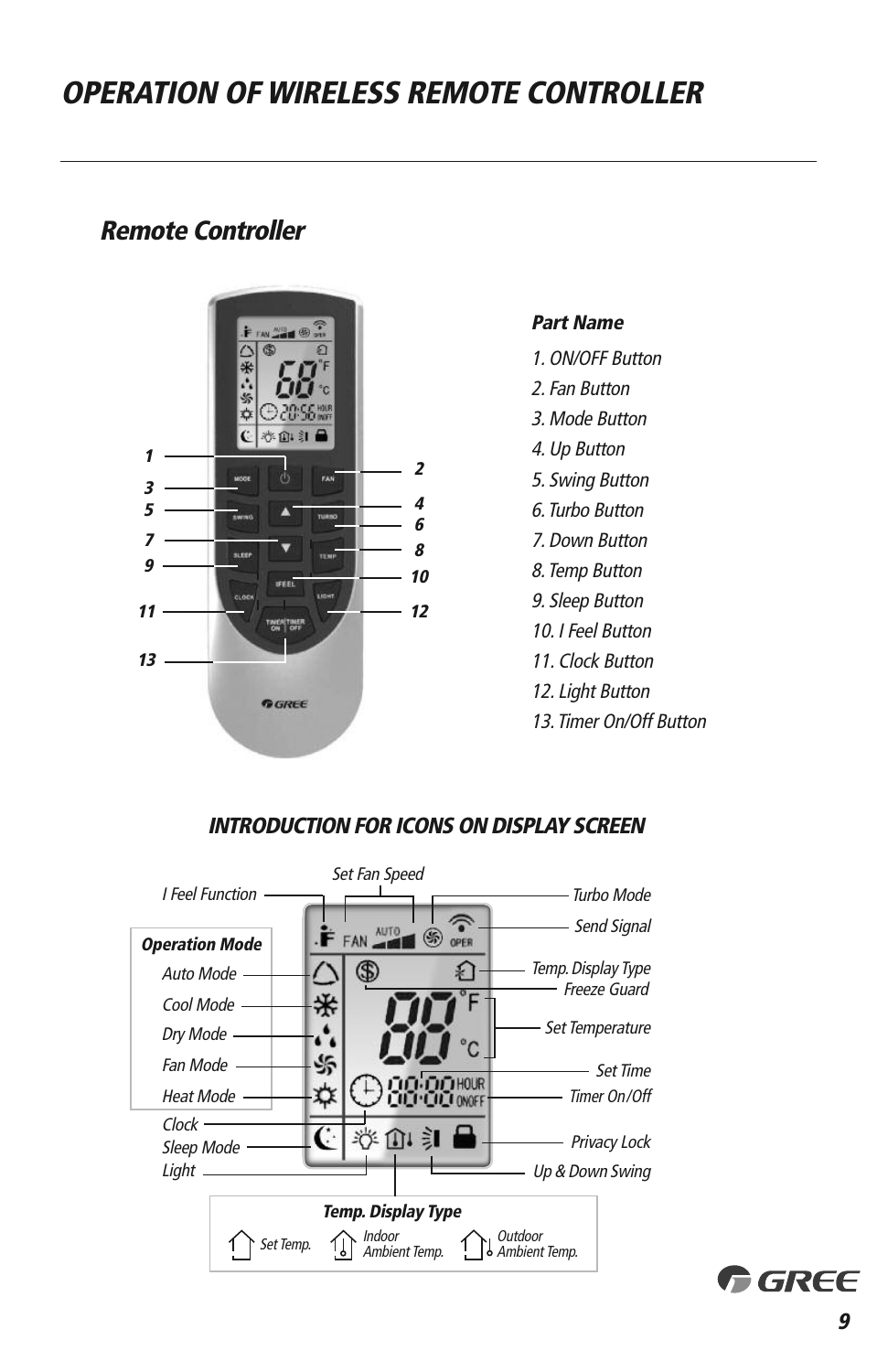# OPERATION OF WIRELESS REMOTE CONTROLLER

## Remote Controller

**Part Name**

1. ON/OFF Button
2. Fan Button
3. Mode Button
4. Up Button
5. Swing Button
6. Turbo Button
7. Down Button
8. Temp Button
9. Sleep Button
10. I Feel Button
11. Clock Button
12. Light Button
13. Timer On/Off Button

### INTRODUCTION FOR ICONS ON DISPLAY SCREEN

I Feel Function

Set Fan Speed

Turbo Mode

Send Signal

**Operation Mode**

- Auto Mode
- Cool Mode
- Dry Mode
- Fan Mode
- Heat Mode

Temp. Display Type

Freeze Guard

Set Temperature

Set Time

Timer On/Off

Clock

Sleep Mode

Light

Privacy Lock

Up & Down Swing

**Temp. Display Type**

Set Temp. | Indoor Ambient Temp. | Outdoor Ambient Temp.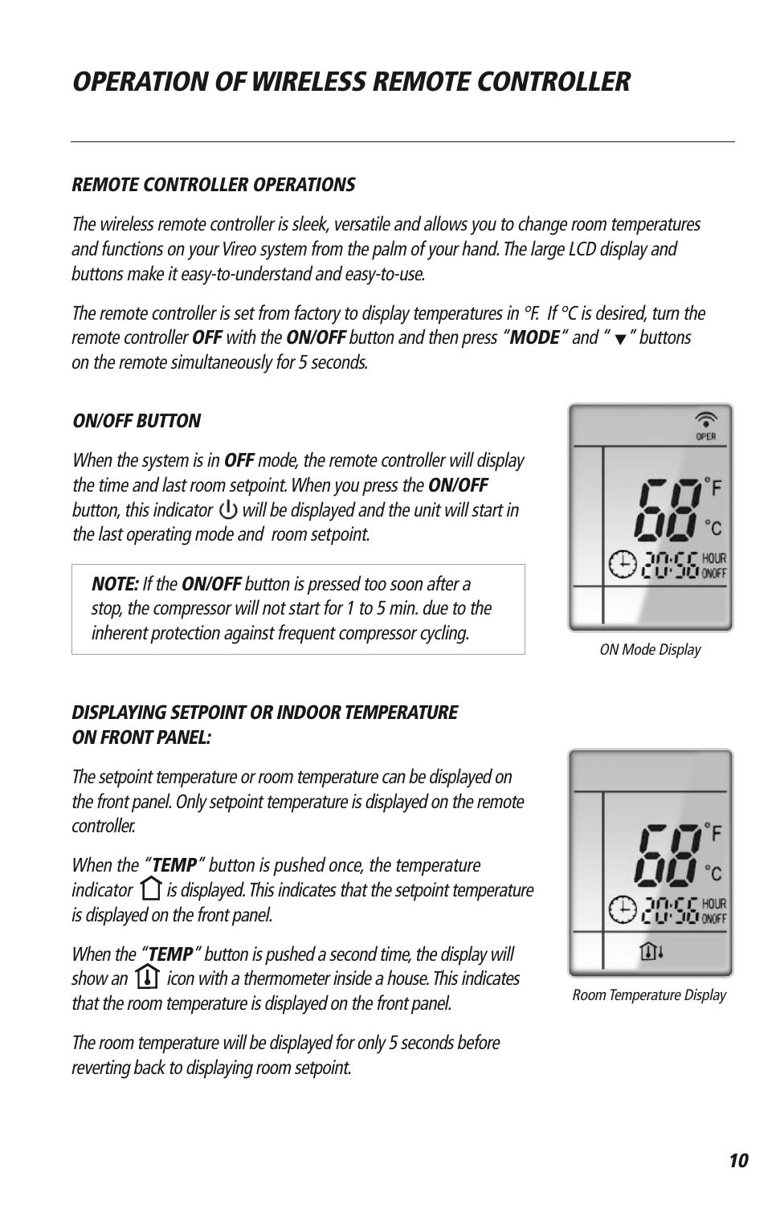# *OPERATION OF WIRELESS REMOTE CONTROLLER*

### *REMOTE CONTROLLER OPERATIONS*

*The wireless remote controller is sleek, versatile and allows you to change room temperatures and functions on your Vireo system from the palm of your hand. The large LCD display and buttons make it easy-to-understand and easy-to-use.*

*The remote controller is set from factory to display temperatures in °F. If °C is desired, turn the remote controller **OFF** with the **ON/OFF** button and then press "**MODE**" and "▼" buttons on the remote simultaneously for 5 seconds.*

### *ON/OFF BUTTON*

*When the system is in **OFF** mode, the remote controller will display the time and last room setpoint. When you press the **ON/OFF** button, this indicator ⏻ will be displayed and the unit will start in the last operating mode and room setpoint.*

> ***NOTE:** If the **ON/OFF** button is pressed too soon after a stop, the compressor will not start for 1 to 5 min. due to the inherent protection against frequent compressor cycling.*

*ON Mode Display*

### *DISPLAYING SETPOINT OR INDOOR TEMPERATURE ON FRONT PANEL:*

*The setpoint temperature or room temperature can be displayed on the front panel. Only setpoint temperature is displayed on the remote controller.*

*When the "**TEMP**" button is pushed once, the temperature indicator ⌂ is displayed. This indicates that the setpoint temperature is displayed on the front panel.*

*When the "**TEMP**" button is pushed a second time, the display will show an icon with a thermometer inside a house. This indicates that the room temperature is displayed on the front panel.*

*The room temperature will be displayed for only 5 seconds before reverting back to displaying room setpoint.*

*Room Temperature Display*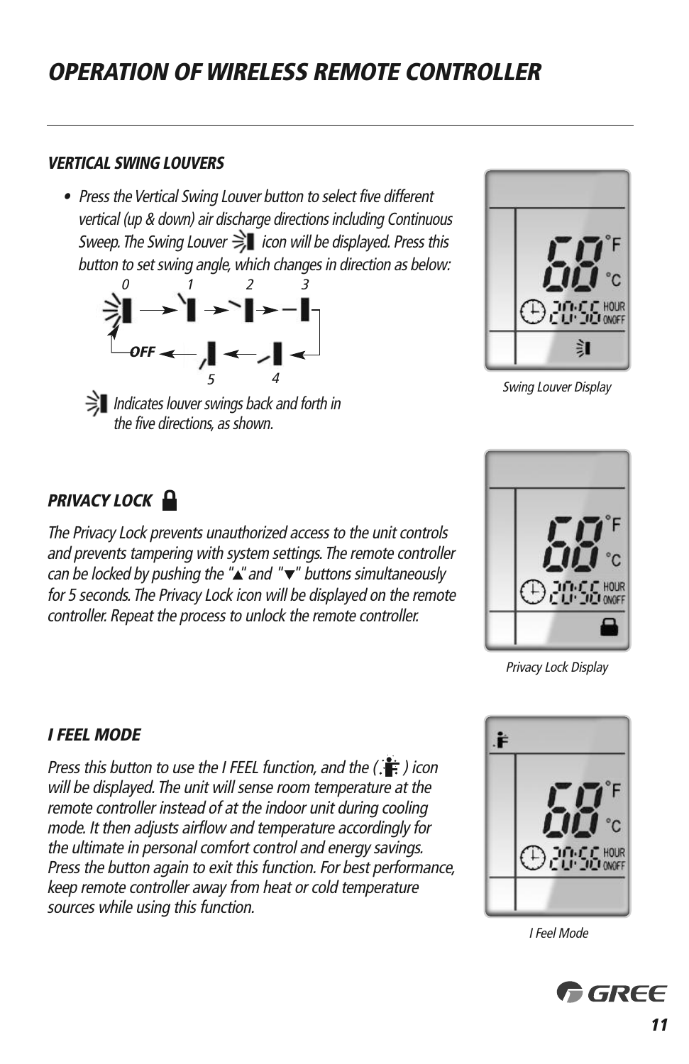# OPERATION OF WIRELESS REMOTE CONTROLLER

### *VERTICAL SWING LOUVERS*

- *Press the Vertical Swing Louver button to select five different vertical (up & down) air discharge directions including Continuous Sweep. The Swing Louver icon will be displayed. Press this button to set swing angle, which changes in direction as below:*

*0 → 1 → 2 → 3 → 4 → 5 → OFF → 0*

*Indicates louver swings back and forth in the five directions, as shown.*

*Swing Louver Display*

### *PRIVACY LOCK*

*The Privacy Lock prevents unauthorized access to the unit controls and prevents tampering with system settings. The remote controller can be locked by pushing the "▲" and "▼" buttons simultaneously for 5 seconds. The Privacy Lock icon will be displayed on the remote controller. Repeat the process to unlock the remote controller.*

*Privacy Lock Display*

### *I FEEL MODE*

*Press this button to use the I FEEL function, and the ( ) icon will be displayed. The unit will sense room temperature at the remote controller instead of at the indoor unit during cooling mode. It then adjusts airflow and temperature accordingly for the ultimate in personal comfort control and energy savings. Press the button again to exit this function. For best performance, keep remote controller away from heat or cold temperature sources while using this function.*

*I Feel Mode*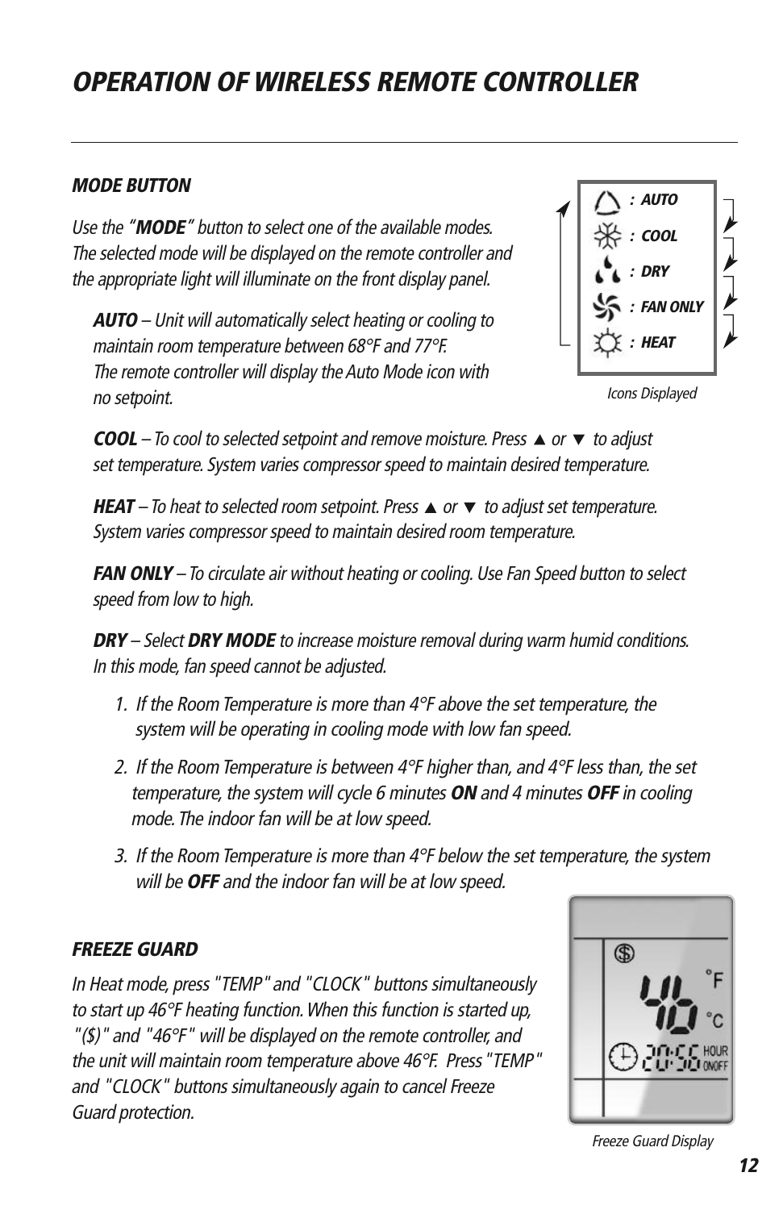# *OPERATION OF WIRELESS REMOTE CONTROLLER*

### *MODE BUTTON*

*Use the "**MODE**" button to select one of the available modes. The selected mode will be displayed on the remote controller and the appropriate light will illuminate on the front display panel.*

- **AUTO** *: AUTO*
- **COOL** *: COOL*
- **DRY** *: DRY*
- **FAN ONLY** *: FAN ONLY*
- **HEAT** *: HEAT*

*Icons Displayed*

***AUTO** – Unit will automatically select heating or cooling to maintain room temperature between 68°F and 77°F. The remote controller will display the Auto Mode icon with no setpoint.*

***COOL** – To cool to selected setpoint and remove moisture. Press ▲ or ▼ to adjust set temperature. System varies compressor speed to maintain desired temperature.*

***HEAT** – To heat to selected room setpoint. Press ▲ or ▼ to adjust set temperature. System varies compressor speed to maintain desired room temperature.*

***FAN ONLY** – To circulate air without heating or cooling. Use Fan Speed button to select speed from low to high.*

***DRY** – Select **DRY MODE** to increase moisture removal during warm humid conditions. In this mode, fan speed cannot be adjusted.*

1. *If the Room Temperature is more than 4°F above the set temperature, the system will be operating in cooling mode with low fan speed.*
2. *If the Room Temperature is between 4°F higher than, and 4°F less than, the set temperature, the system will cycle 6 minutes **ON** and 4 minutes **OFF** in cooling mode. The indoor fan will be at low speed.*
3. *If the Room Temperature is more than 4°F below the set temperature, the system will be **OFF** and the indoor fan will be at low speed.*

### *FREEZE GUARD*

*In Heat mode, press "TEMP" and "CLOCK" buttons simultaneously to start up 46°F heating function. When this function is started up, "($)" and "46°F" will be displayed on the remote controller, and the unit will maintain room temperature above 46°F. Press "TEMP" and "CLOCK" buttons simultaneously again to cancel Freeze Guard protection.*

*Freeze Guard Display*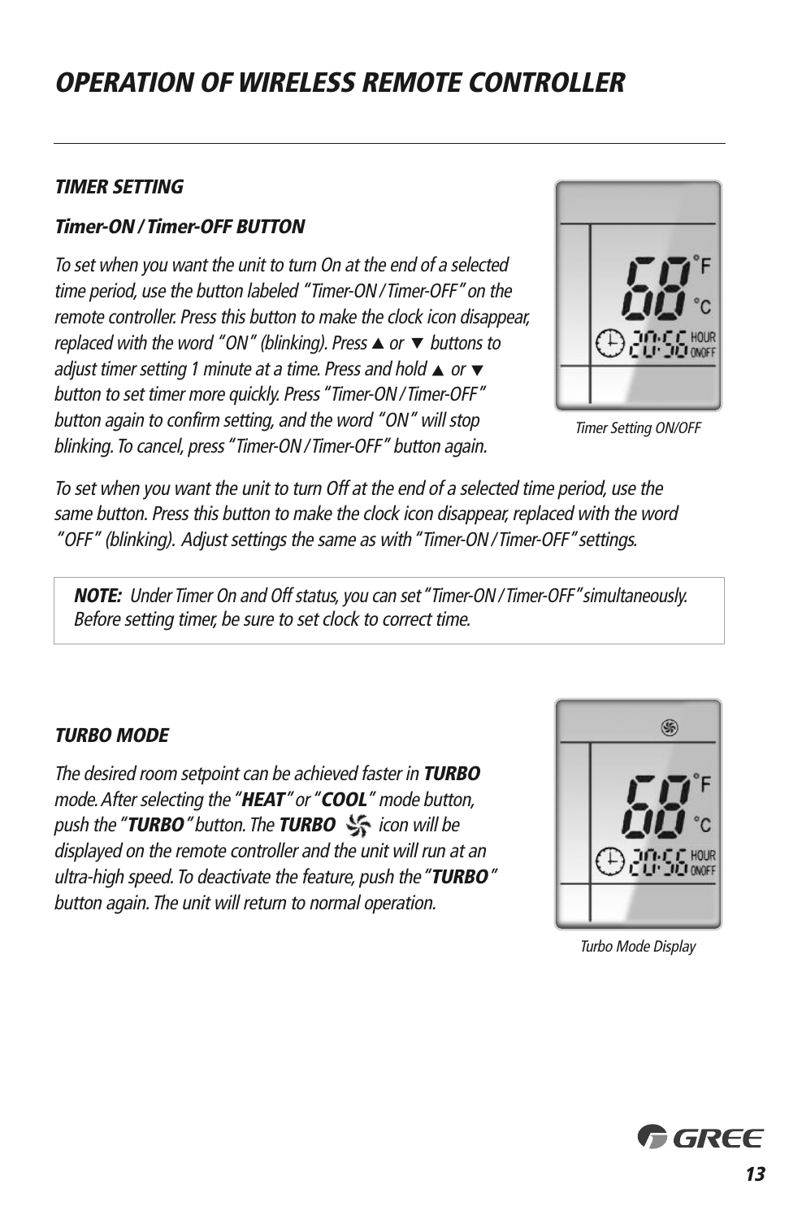# OPERATION OF WIRELESS REMOTE CONTROLLER

### *TIMER SETTING*

#### *Timer-ON / Timer-OFF BUTTON*

*To set when you want the unit to turn On at the end of a selected time period, use the button labeled "Timer-ON / Timer-OFF" on the remote controller. Press this button to make the clock icon disappear, replaced with the word "ON" (blinking). Press ▲ or ▼ buttons to adjust timer setting 1 minute at a time. Press and hold ▲ or ▼ button to set timer more quickly. Press "Timer-ON / Timer-OFF" button again to confirm setting, and the word "ON" will stop blinking. To cancel, press "Timer-ON / Timer-OFF" button again.*

*Timer Setting ON/OFF*

*To set when you want the unit to turn Off at the end of a selected time period, use the same button. Press this button to make the clock icon disappear, replaced with the word "OFF" (blinking). Adjust settings the same as with "Timer-ON / Timer-OFF" settings.*

> ***NOTE:*** *Under Timer On and Off status, you can set "Timer-ON / Timer-OFF" simultaneously. Before setting timer, be sure to set clock to correct time.*

### *TURBO MODE*

*The desired room setpoint can be achieved faster in **TURBO** mode. After selecting the "**HEAT**" or "**COOL**" mode button, push the "**TURBO**" button. The **TURBO** icon will be displayed on the remote controller and the unit will run at an ultra-high speed. To deactivate the feature, push the "**TURBO**" button again. The unit will return to normal operation.*

*Turbo Mode Display*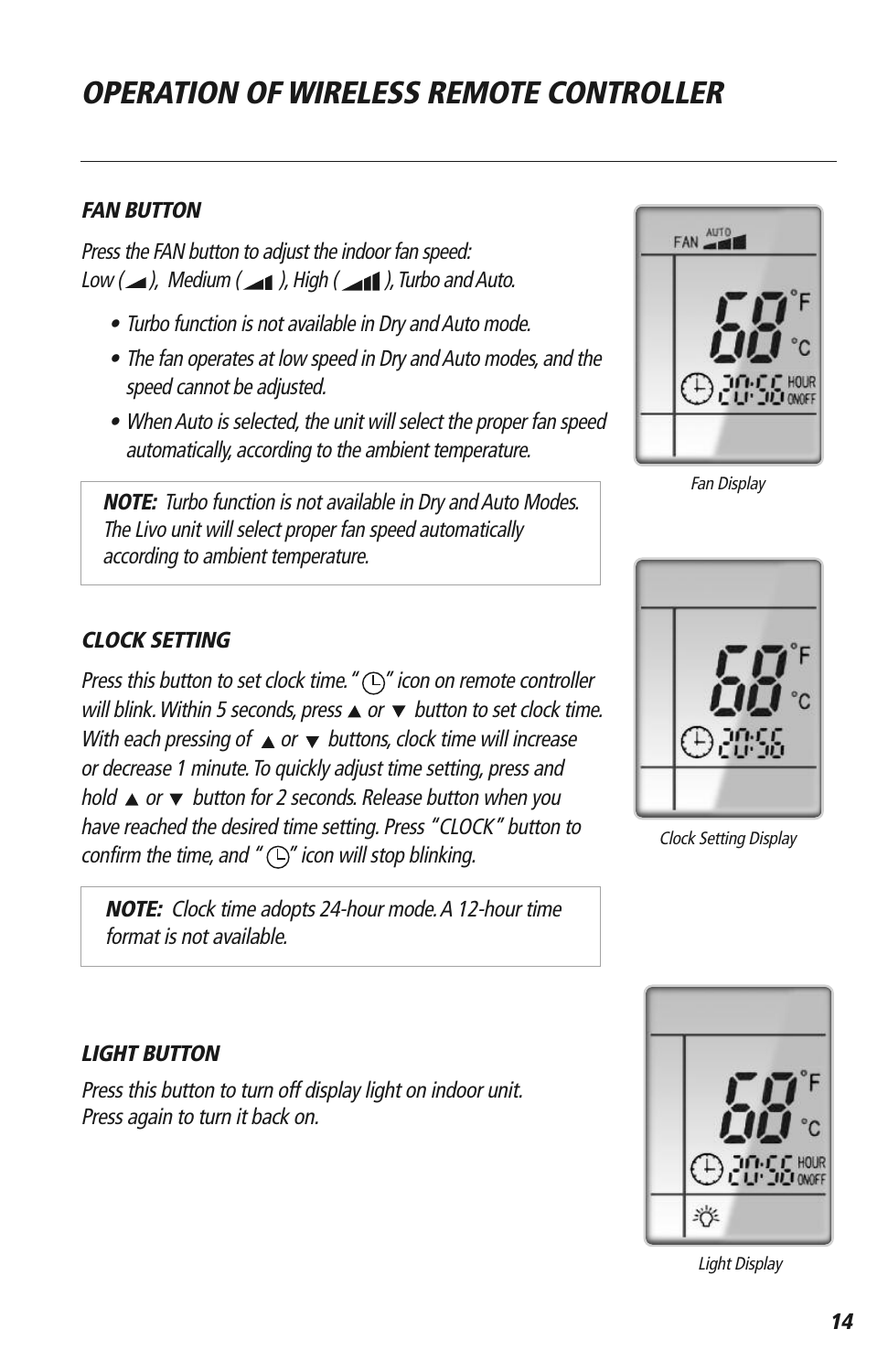# OPERATION OF WIRELESS REMOTE CONTROLLER

### *FAN BUTTON*

*Press the FAN button to adjust the indoor fan speed:*
*Low ( ▟ ), Medium ( ▟▟ ), High ( ▟▟▟ ), Turbo and Auto.*

- *Turbo function is not available in Dry and Auto mode.*
- *The fan operates at low speed in Dry and Auto modes, and the speed cannot be adjusted.*
- *When Auto is selected, the unit will select the proper fan speed automatically, according to the ambient temperature.*

> ***NOTE:*** *Turbo function is not available in Dry and Auto Modes. The Livo unit will select proper fan speed automatically according to ambient temperature.*

*Fan Display*

### *CLOCK SETTING*

*Press this button to set clock time. " 🕒 " icon on remote controller will blink. Within 5 seconds, press ▲ or ▼ button to set clock time. With each pressing of ▲ or ▼ buttons, clock time will increase or decrease 1 minute. To quickly adjust time setting, press and hold ▲ or ▼ button for 2 seconds. Release button when you have reached the desired time setting. Press "CLOCK" button to confirm the time, and " 🕒 " icon will stop blinking.*

> ***NOTE:*** *Clock time adopts 24-hour mode. A 12-hour time format is not available.*

*Clock Setting Display*

### *LIGHT BUTTON*

*Press this button to turn off display light on indoor unit.*
*Press again to turn it back on.*

*Light Display*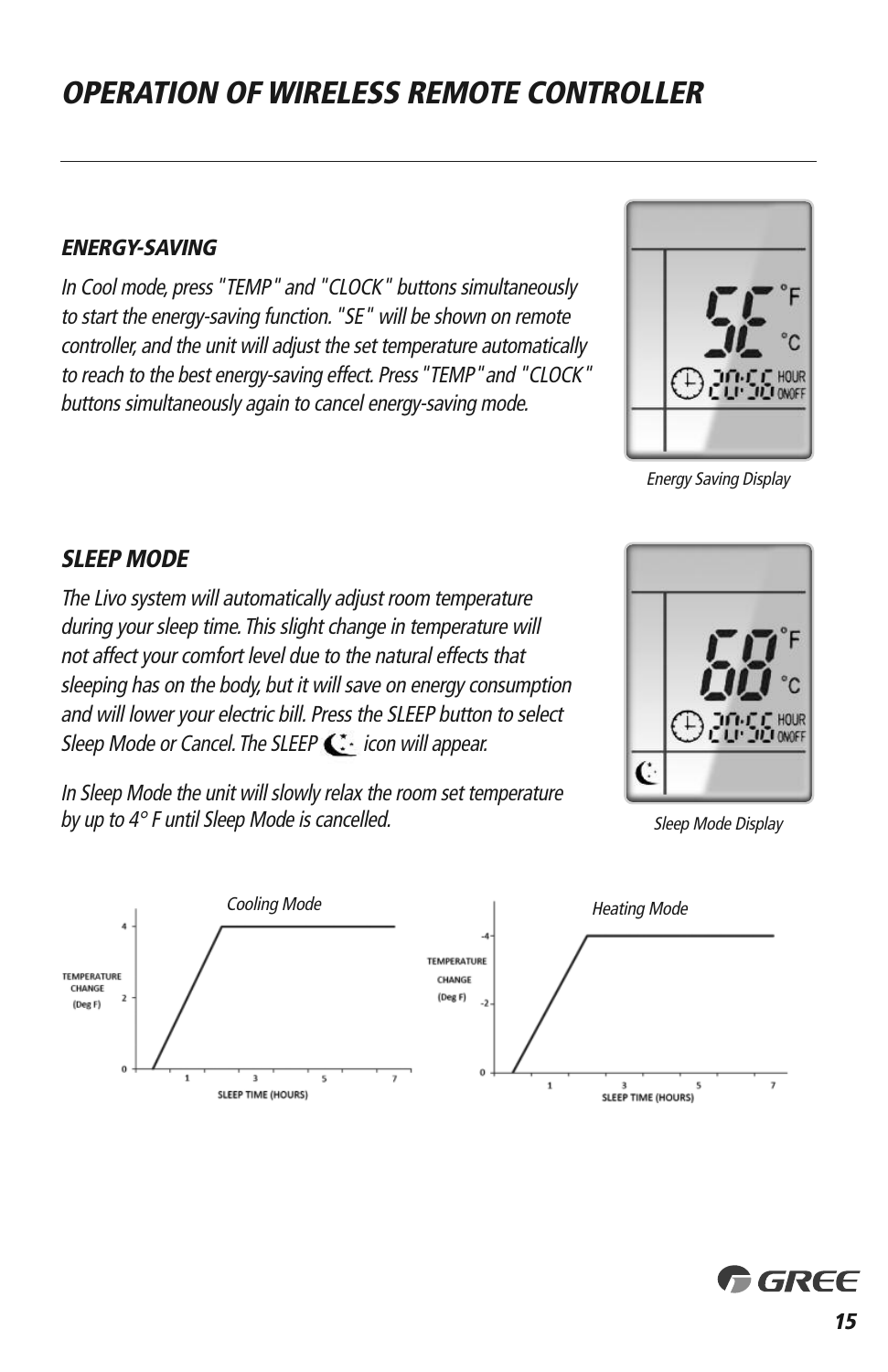# OPERATION OF WIRELESS REMOTE CONTROLLER

### ENERGY-SAVING

*In Cool mode, press "TEMP" and "CLOCK" buttons simultaneously to start the energy-saving function. "SE" will be shown on remote controller, and the unit will adjust the set temperature automatically to reach to the best energy-saving effect. Press "TEMP" and "CLOCK" buttons simultaneously again to cancel energy-saving mode.*

*Energy Saving Display*

### SLEEP MODE

*The Livo system will automatically adjust room temperature during your sleep time. This slight change in temperature will not affect your comfort level due to the natural effects that sleeping has on the body, but it will save on energy consumption and will lower your electric bill. Press the SLEEP button to select Sleep Mode or Cancel. The SLEEP icon will appear.*

*In Sleep Mode the unit will slowly relax the room set temperature by up to 4° F until Sleep Mode is cancelled.*

*Sleep Mode Display*

*Cooling Mode*

*Heating Mode*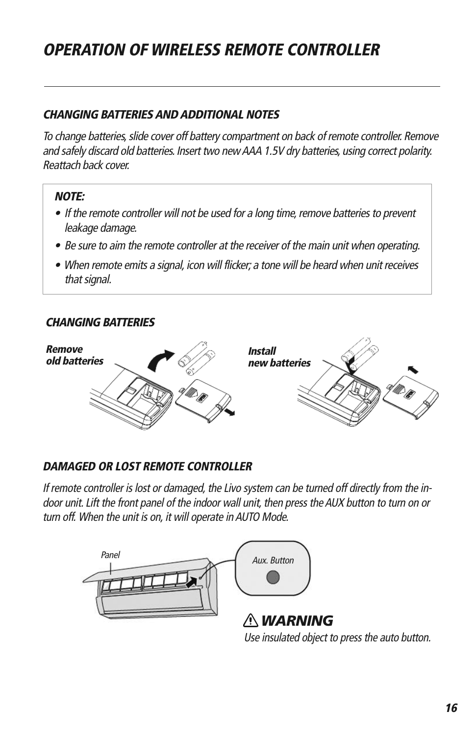# *OPERATION OF WIRELESS REMOTE CONTROLLER*

### *CHANGING BATTERIES AND ADDITIONAL NOTES*

*To change batteries, slide cover off battery compartment on back of remote controller. Remove and safely discard old batteries. Insert two new AAA 1.5V dry batteries, using correct polarity. Reattach back cover.*

> ***NOTE:***
>
> - *If the remote controller will not be used for a long time, remove batteries to prevent leakage damage.*
> - *Be sure to aim the remote controller at the receiver of the main unit when operating.*
> - *When remote emits a signal, icon will flicker; a tone will be heard when unit receives that signal.*

### *CHANGING BATTERIES*

***Remove old batteries***

***Install new batteries***

### *DAMAGED OR LOST REMOTE CONTROLLER*

*If remote controller is lost or damaged, the Livo system can be turned off directly from the in-door unit. Lift the front panel of the indoor wall unit, then press the AUX button to turn on or turn off. When the unit is on, it will operate in AUTO Mode.*

*Panel*

*Aux. Button*

## ⚠ *WARNING*

*Use insulated object to press the auto button.*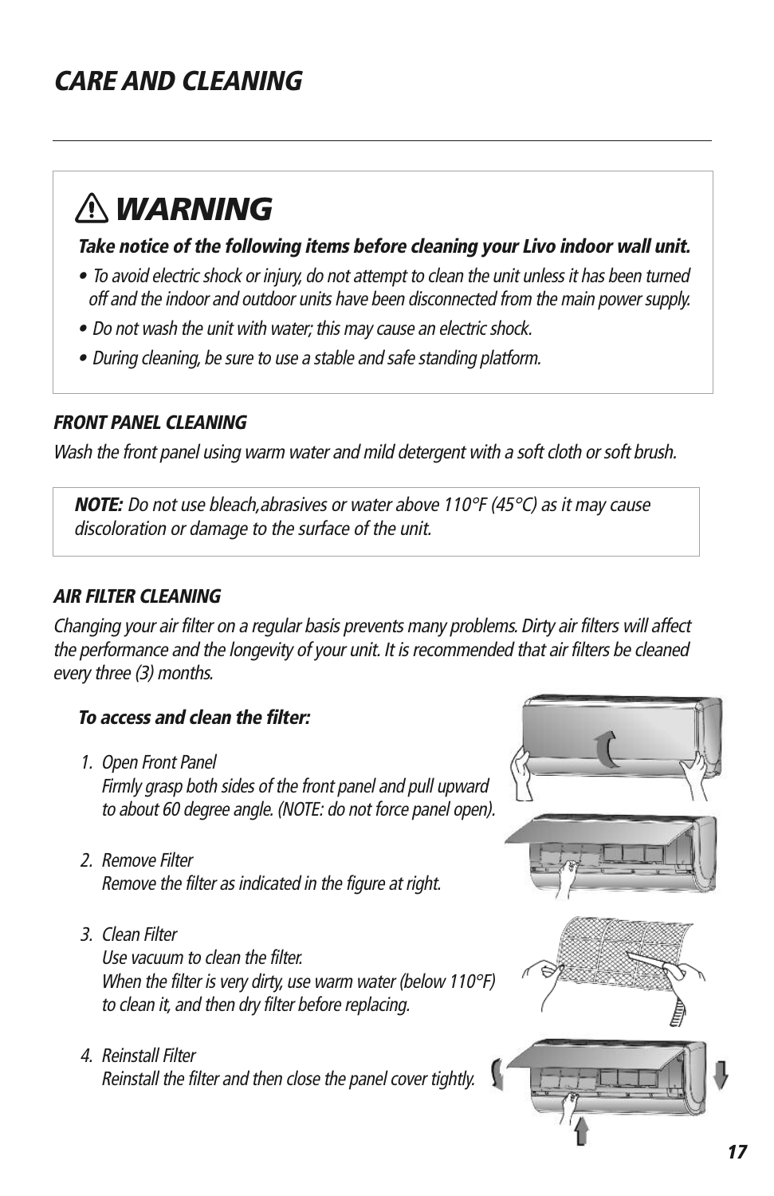# CARE AND CLEANING

## ⚠ WARNING

***Take notice of the following items before cleaning your Livo indoor wall unit.***

- *To avoid electric shock or injury, do not attempt to clean the unit unless it has been turned off and the indoor and outdoor units have been disconnected from the main power supply.*
- *Do not wash the unit with water; this may cause an electric shock.*
- *During cleaning, be sure to use a stable and safe standing platform.*

### *FRONT PANEL CLEANING*

*Wash the front panel using warm water and mild detergent with a soft cloth or soft brush.*

> ***NOTE:*** *Do not use bleach,abrasives or water above 110°F (45°C) as it may cause discoloration or damage to the surface of the unit.*

### *AIR FILTER CLEANING*

*Changing your air filter on a regular basis prevents many problems. Dirty air filters will affect the performance and the longevity of your unit. It is recommended that air filters be cleaned every three (3) months.*

***To access and clean the filter:***

1. *Open Front Panel*
   *Firmly grasp both sides of the front panel and pull upward to about 60 degree angle. (NOTE: do not force panel open).*

2. *Remove Filter*
   *Remove the filter as indicated in the figure at right.*

3. *Clean Filter*
   *Use vacuum to clean the filter.*
   *When the filter is very dirty, use warm water (below 110°F) to clean it, and then dry filter before replacing.*

4. *Reinstall Filter*
   *Reinstall the filter and then close the panel cover tightly.*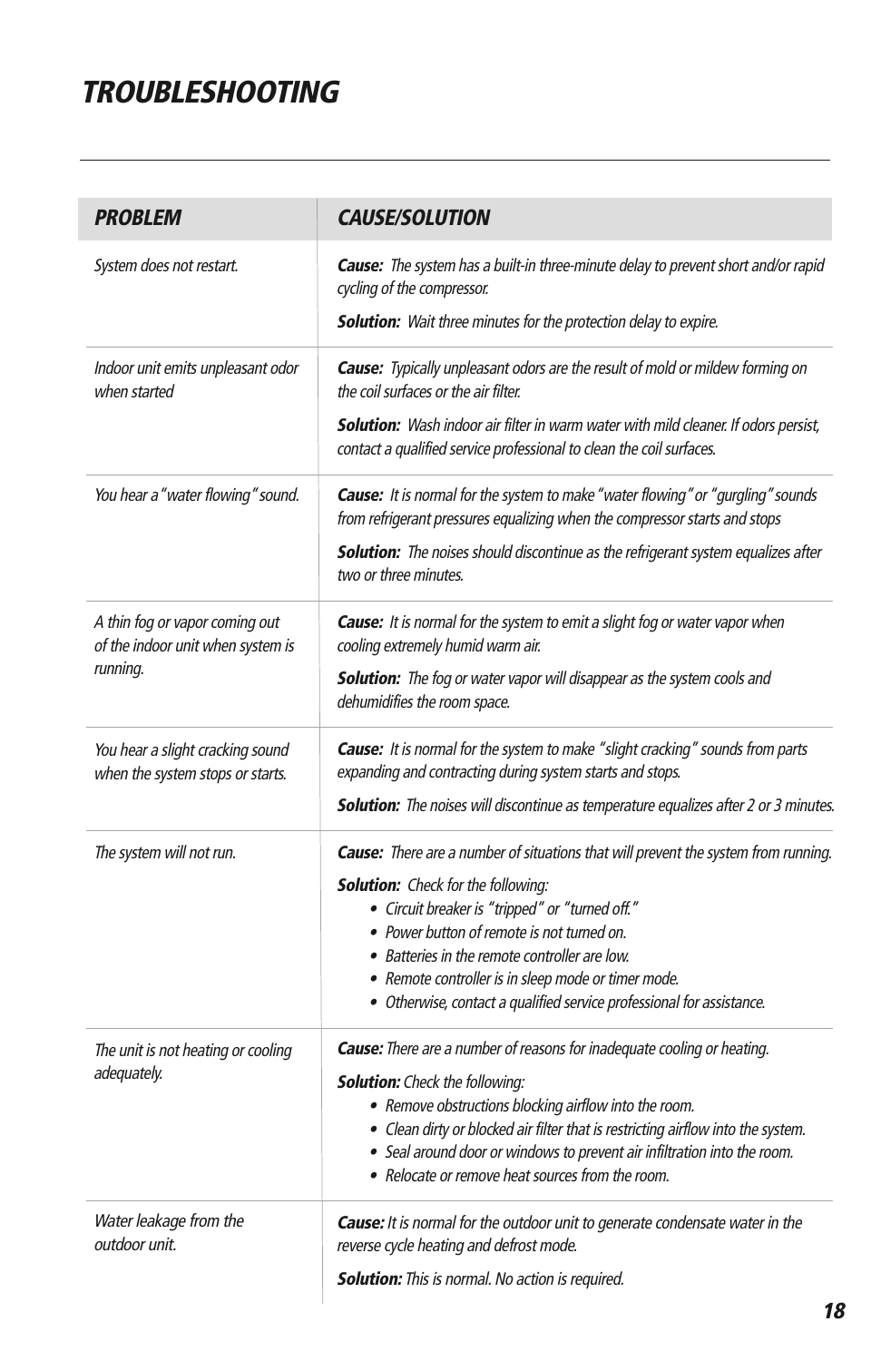# TROUBLESHOOTING

| PROBLEM | CAUSE/SOLUTION |
|---|---|
| *System does not restart.* | ***Cause:*** *The system has a built-in three-minute delay to prevent short and/or rapid cycling of the compressor.*<br><br>***Solution:*** *Wait three minutes for the protection delay to expire.* |
| *Indoor unit emits unpleasant odor when started* | ***Cause:*** *Typically unpleasant odors are the result of mold or mildew forming on the coil surfaces or the air filter.*<br><br>***Solution:*** *Wash indoor air filter in warm water with mild cleaner. If odors persist, contact a qualified service professional to clean the coil surfaces.* |
| *You hear a "water flowing" sound.* | ***Cause:*** *It is normal for the system to make "water flowing" or "gurgling" sounds from refrigerant pressures equalizing when the compressor starts and stops*<br><br>***Solution:*** *The noises should discontinue as the refrigerant system equalizes after two or three minutes.* |
| *A thin fog or vapor coming out of the indoor unit when system is running.* | ***Cause:*** *It is normal for the system to emit a slight fog or water vapor when cooling extremely humid warm air.*<br><br>***Solution:*** *The fog or water vapor will disappear as the system cools and dehumidifies the room space.* |
| *You hear a slight cracking sound when the system stops or starts.* | ***Cause:*** *It is normal for the system to make "slight cracking" sounds from parts expanding and contracting during system starts and stops.*<br><br>***Solution:*** *The noises will discontinue as temperature equalizes after 2 or 3 minutes.* |
| *The system will not run.* | ***Cause:*** *There are a number of situations that will prevent the system from running.*<br><br>***Solution:*** *Check for the following:*<br>• *Circuit breaker is "tripped" or "turned off."*<br>• *Power button of remote is not turned on.*<br>• *Batteries in the remote controller are low.*<br>• *Remote controller is in sleep mode or timer mode.*<br>• *Otherwise, contact a qualified service professional for assistance.* |
| *The unit is not heating or cooling adequately.* | ***Cause:*** *There are a number of reasons for inadequate cooling or heating.*<br><br>***Solution:*** *Check the following:*<br>• *Remove obstructions blocking airflow into the room.*<br>• *Clean dirty or blocked air filter that is restricting airflow into the system.*<br>• *Seal around door or windows to prevent air infiltration into the room.*<br>• *Relocate or remove heat sources from the room.* |
| *Water leakage from the outdoor unit.* | ***Cause:*** *It is normal for the outdoor unit to generate condensate water in the reverse cycle heating and defrost mode.*<br><br>***Solution:*** *This is normal. No action is required.* |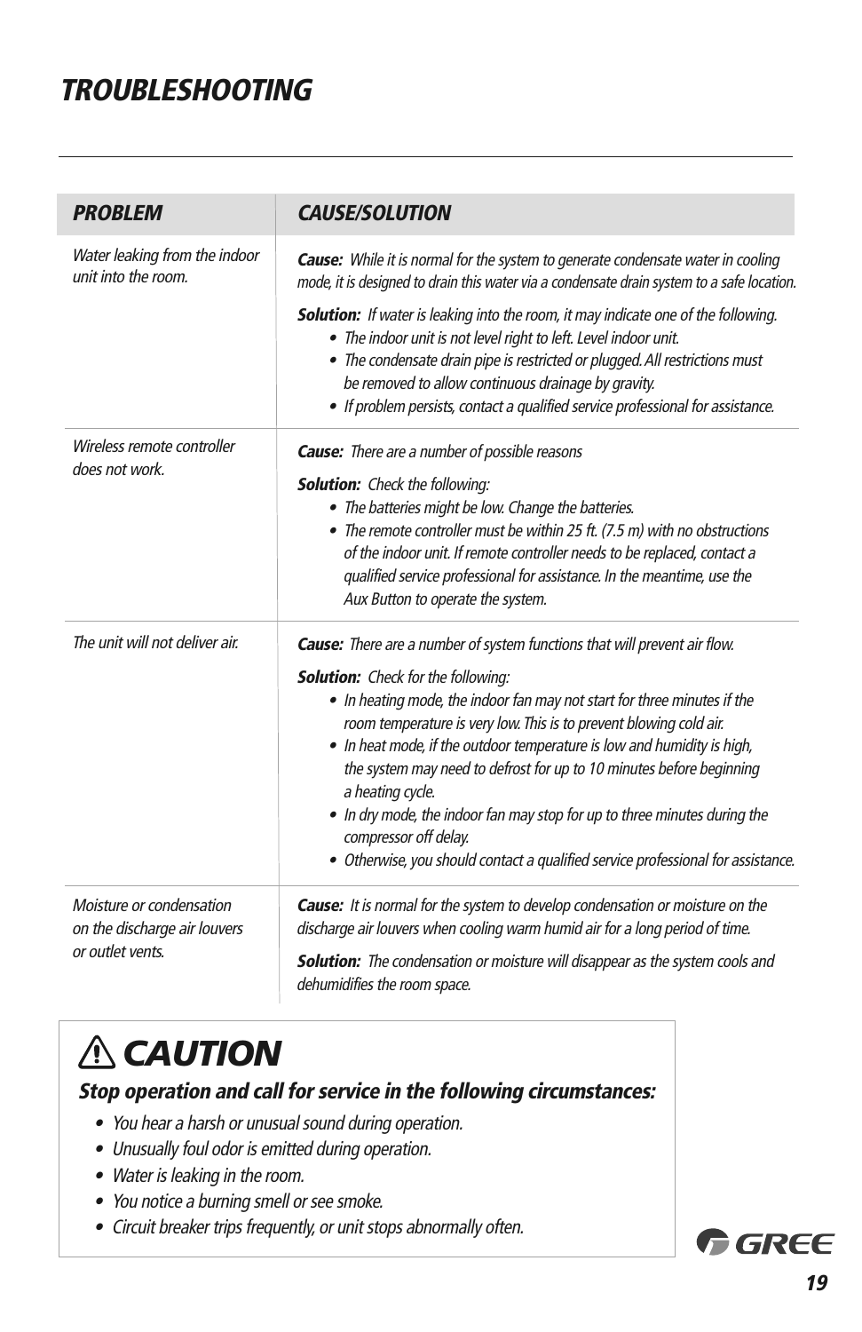# TROUBLESHOOTING

| PROBLEM | CAUSE/SOLUTION |
| --- | --- |
| *Water leaking from the indoor unit into the room.* | ***Cause:*** *While it is normal for the system to generate condensate water in cooling mode, it is designed to drain this water via a condensate drain system to a safe location.*<br><br>***Solution:*** *If water is leaking into the room, it may indicate one of the following.*<br>• *The indoor unit is not level right to left. Level indoor unit.*<br>• *The condensate drain pipe is restricted or plugged. All restrictions must be removed to allow continuous drainage by gravity.*<br>• *If problem persists, contact a qualified service professional for assistance.* |
| *Wireless remote controller does not work.* | ***Cause:*** *There are a number of possible reasons*<br><br>***Solution:*** *Check the following:*<br>• *The batteries might be low. Change the batteries.*<br>• *The remote controller must be within 25 ft. (7.5 m) with no obstructions of the indoor unit. If remote controller needs to be replaced, contact a qualified service professional for assistance. In the meantime, use the Aux Button to operate the system.* |
| *The unit will not deliver air.* | ***Cause:*** *There are a number of system functions that will prevent air flow.*<br><br>***Solution:*** *Check for the following:*<br>• *In heating mode, the indoor fan may not start for three minutes if the room temperature is very low. This is to prevent blowing cold air.*<br>• *In heat mode, if the outdoor temperature is low and humidity is high, the system may need to defrost for up to 10 minutes before beginning a heating cycle.*<br>• *In dry mode, the indoor fan may stop for up to three minutes during the compressor off delay.*<br>• *Otherwise, you should contact a qualified service professional for assistance.* |
| *Moisture or condensation on the discharge air louvers or outlet vents.* | ***Cause:*** *It is normal for the system to develop condensation or moisture on the discharge air louvers when cooling warm humid air for a long period of time.*<br><br>***Solution:*** *The condensation or moisture will disappear as the system cools and dehumidifies the room space.* |

## ⚠ CAUTION

***Stop operation and call for service in the following circumstances:***

- *You hear a harsh or unusual sound during operation.*
- *Unusually foul odor is emitted during operation.*
- *Water is leaking in the room.*
- *You notice a burning smell or see smoke.*
- *Circuit breaker trips frequently, or unit stops abnormally often.*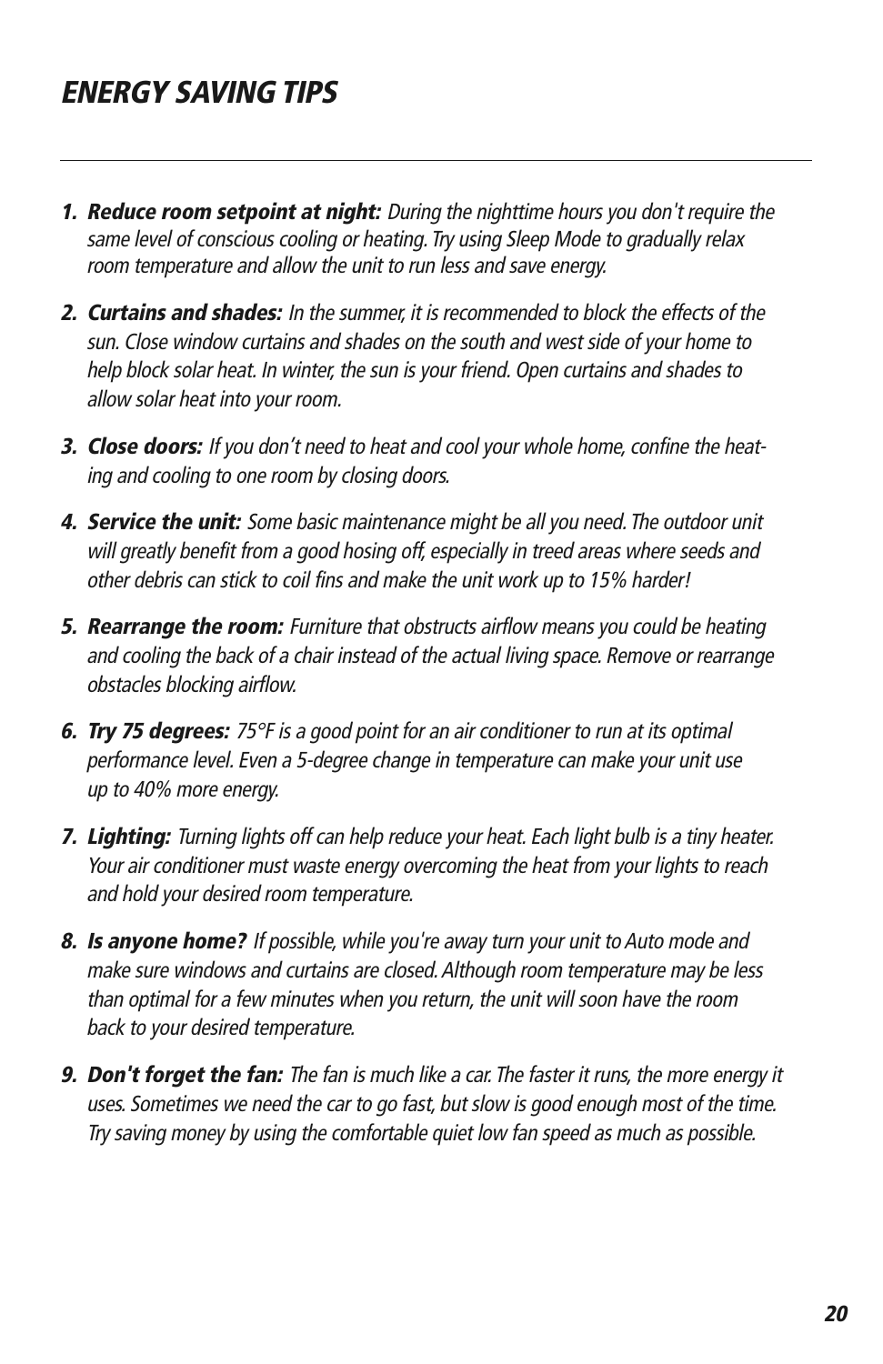# *ENERGY SAVING TIPS*

1. ***Reduce room setpoint at night:*** *During the nighttime hours you don't require the same level of conscious cooling or heating. Try using Sleep Mode to gradually relax room temperature and allow the unit to run less and save energy.*

2. ***Curtains and shades:*** *In the summer, it is recommended to block the effects of the sun. Close window curtains and shades on the south and west side of your home to help block solar heat. In winter, the sun is your friend. Open curtains and shades to allow solar heat into your room.*

3. ***Close doors:*** *If you don't need to heat and cool your whole home, confine the heating and cooling to one room by closing doors.*

4. ***Service the unit:*** *Some basic maintenance might be all you need. The outdoor unit will greatly benefit from a good hosing off, especially in treed areas where seeds and other debris can stick to coil fins and make the unit work up to 15% harder!*

5. ***Rearrange the room:*** *Furniture that obstructs airflow means you could be heating and cooling the back of a chair instead of the actual living space. Remove or rearrange obstacles blocking airflow.*

6. ***Try 75 degrees:*** *75°F is a good point for an air conditioner to run at its optimal performance level. Even a 5-degree change in temperature can make your unit use up to 40% more energy.*

7. ***Lighting:*** *Turning lights off can help reduce your heat. Each light bulb is a tiny heater. Your air conditioner must waste energy overcoming the heat from your lights to reach and hold your desired room temperature.*

8. ***Is anyone home?*** *If possible, while you're away turn your unit to Auto mode and make sure windows and curtains are closed. Although room temperature may be less than optimal for a few minutes when you return, the unit will soon have the room back to your desired temperature.*

9. ***Don't forget the fan:*** *The fan is much like a car. The faster it runs, the more energy it uses. Sometimes we need the car to go fast, but slow is good enough most of the time. Try saving money by using the comfortable quiet low fan speed as much as possible.*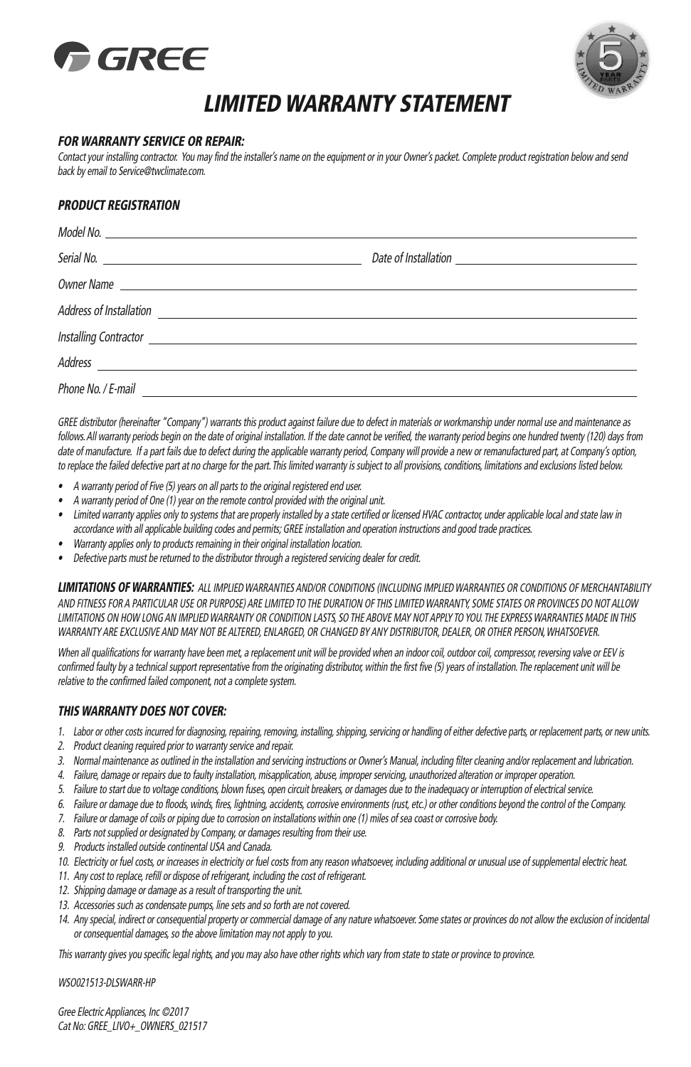# LIMITED WARRANTY STATEMENT

### *FOR WARRANTY SERVICE OR REPAIR:*

*Contact your installing contractor. You may find the installer's name on the equipment or in your Owner's packet. Complete product registration below and send back by email to Service@twclimate.com.*

### *PRODUCT REGISTRATION*

*Model No.* ______________________________

*Serial No.* ______________________ *Date of Installation* ______________________

*Owner Name* ______________________________

*Address of Installation* ______________________________

*Installing Contractor* ______________________________

*Address* ______________________________

*Phone No. / E-mail* ______________________________

*GREE distributor (hereinafter "Company") warrants this product against failure due to defect in materials or workmanship under normal use and maintenance as follows. All warranty periods begin on the date of original installation. If the date cannot be verified, the warranty period begins one hundred twenty (120) days from date of manufacture. If a part fails due to defect during the applicable warranty period, Company will provide a new or remanufactured part, at Company's option, to replace the failed defective part at no charge for the part. This limited warranty is subject to all provisions, conditions, limitations and exclusions listed below.*

- *A warranty period of Five (5) years on all parts to the original registered end user.*
- *A warranty period of One (1) year on the remote control provided with the original unit.*
- *Limited warranty applies only to systems that are properly installed by a state certified or licensed HVAC contractor, under applicable local and state law in accordance with all applicable building codes and permits; GREE installation and operation instructions and good trade practices.*
- *Warranty applies only to products remaining in their original installation location.*
- *Defective parts must be returned to the distributor through a registered servicing dealer for credit.*

***LIMITATIONS OF WARRANTIES:*** *ALL IMPLIED WARRANTIES AND/OR CONDITIONS (INCLUDING IMPLIED WARRANTIES OR CONDITIONS OF MERCHANTABILITY AND FITNESS FOR A PARTICULAR USE OR PURPOSE) ARE LIMITED TO THE DURATION OF THIS LIMITED WARRANTY. SOME STATES OR PROVINCES DO NOT ALLOW LIMITATIONS ON HOW LONG AN IMPLIED WARRANTY OR CONDITION LASTS, SO THE ABOVE MAY NOT APPLY TO YOU. THE EXPRESS WARRANTIES MADE IN THIS WARRANTY ARE EXCLUSIVE AND MAY NOT BE ALTERED, ENLARGED, OR CHANGED BY ANY DISTRIBUTOR, DEALER, OR OTHER PERSON, WHATSOEVER.*

*When all qualifications for warranty have been met, a replacement unit will be provided when an indoor coil, outdoor coil, compressor, reversing valve or EEV is confirmed faulty by a technical support representative from the originating distributor, within the first five (5) years of installation. The replacement unit will be relative to the confirmed failed component, not a complete system.*

### *THIS WARRANTY DOES NOT COVER:*

1. *Labor or other costs incurred for diagnosing, repairing, removing, installing, shipping, servicing or handling of either defective parts, or replacement parts, or new units.*
2. *Product cleaning required prior to warranty service and repair.*
3. *Normal maintenance as outlined in the installation and servicing instructions or Owner's Manual, including filter cleaning and/or replacement and lubrication.*
4. *Failure, damage or repairs due to faulty installation, misapplication, abuse, improper servicing, unauthorized alteration or improper operation.*
5. *Failure to start due to voltage conditions, blown fuses, open circuit breakers, or damages due to the inadequacy or interruption of electrical service.*
6. *Failure or damage due to floods, winds, fires, lightning, accidents, corrosive environments (rust, etc.) or other conditions beyond the control of the Company.*
7. *Failure or damage of coils or piping due to corrosion on installations within one (1) miles of sea coast or corrosive body.*
8. *Parts not supplied or designated by Company, or damages resulting from their use.*
9. *Products installed outside continental USA and Canada.*
10. *Electricity or fuel costs, or increases in electricity or fuel costs from any reason whatsoever, including additional or unusual use of supplemental electric heat.*
11. *Any cost to replace, refill or dispose of refrigerant, including the cost of refrigerant.*
12. *Shipping damage or damage as a result of transporting the unit.*
13. *Accessories such as condensate pumps, line sets and so forth are not covered.*
14. *Any special, indirect or consequential property or commercial damage of any nature whatsoever. Some states or provinces do not allow the exclusion of incidental or consequential damages, so the above limitation may not apply to you.*

*This warranty gives you specific legal rights, and you may also have other rights which vary from state to state or province to province.*

*WSO021513-DLSWARR-HP*

*Gree Electric Appliances, Inc ©2017*
*Cat No: GREE_LIVO+_OWNERS_021517*